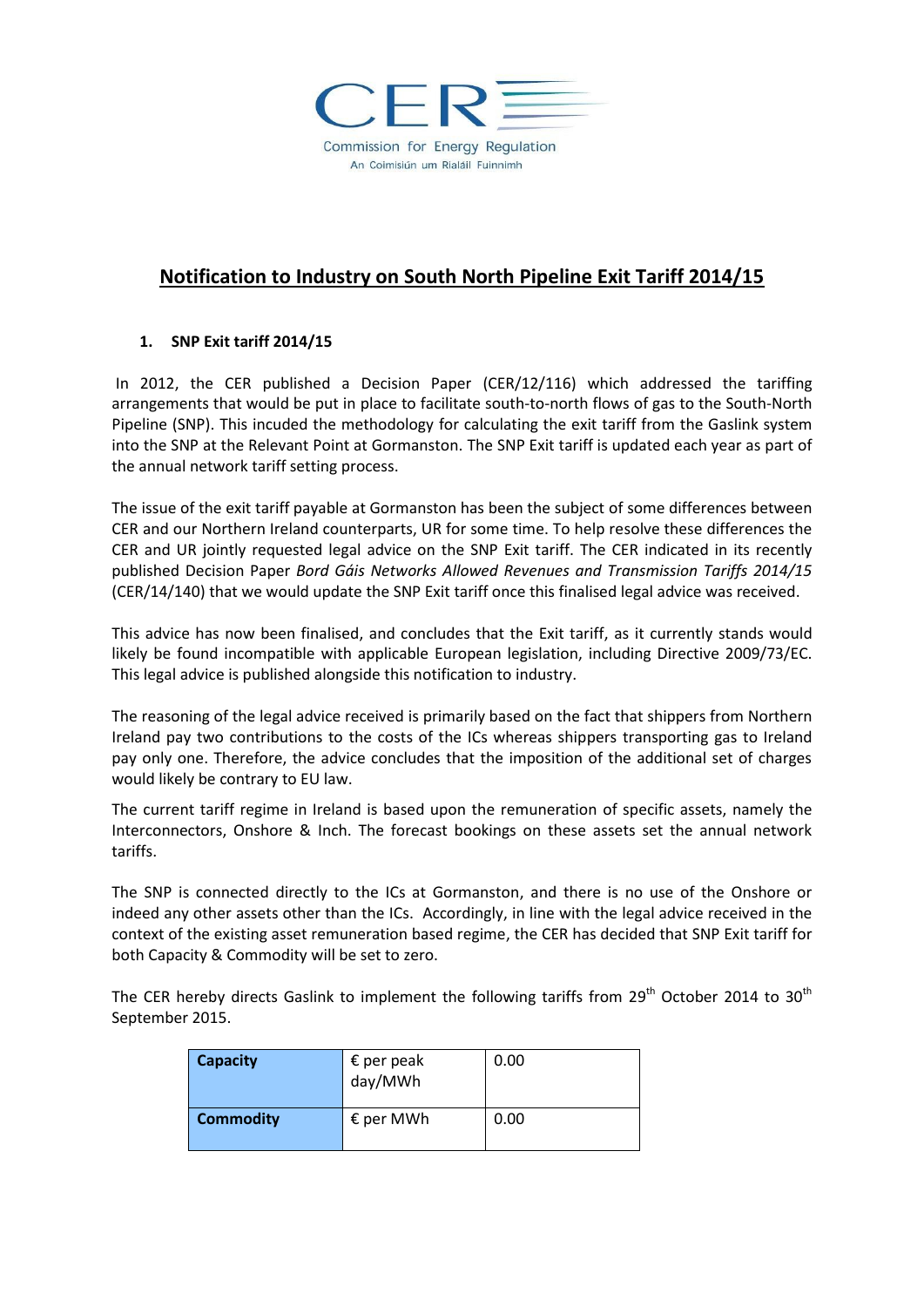CER

Commission for Energy Regulation

An Coimisiún um Rialáil Fuinnimh

# Notification to Industry on South North Pipeline Exit Tariff 2014/15

## 1. SNP Exit tariff 2014/15

In 2012, the CER published a Decision Paper (CER/12/116) which addressed the tariffing arrangements that would be put in place to facilitate south-to-north flows of gas to the South-North Pipeline (SNP). This incuded the methodology for calculating the exit tariff from the Gaslink system into the SNP at the Relevant Point at Gormanston. The SNP Exit tariff is updated each year as part of the annual network tariff setting process.

The issue of the exit tariff payable at Gormanston has been the subject of some differences between CER and our Northern Ireland counterparts, UR for some time. To help resolve these differences the CER and UR jointly requested legal advice on the SNP Exit tariff. The CER indicated in its recently published Decision Paper *Bord Gáis Networks Allowed Revenues and Transmission Tariffs 2014/15* (CER/14/140) that we would update the SNP Exit tariff once this finalised legal advice was received.

This advice has now been finalised, and concludes that the Exit tariff, as it currently stands would likely be found incompatible with applicable European legislation, including Directive 2009/73/EC. This legal advice is published alongside this notification to industry.

The reasoning of the legal advice received is primarily based on the fact that shippers from Northern Ireland pay two contributions to the costs of the ICs whereas shippers transporting gas to Ireland pay only one. Therefore, the advice concludes that the imposition of the additional set of charges would likely be contrary to EU law.

The current tariff regime in Ireland is based upon the remuneration of specific assets, namely the Interconnectors, Onshore & Inch. The forecast bookings on these assets set the annual network tariffs.

The SNP is connected directly to the ICs at Gormanston, and there is no use of the Onshore or indeed any other assets other than the ICs. Accordingly, in line with the legal advice received in the context of the existing asset remuneration based regime, the CER has decided that SNP Exit tariff for both Capacity & Commodity will be set to zero.

The CER hereby directs Gaslink to implement the following tariffs from 29th October 2014 to 30th September 2015.

| | | |
|---|---|---|
| **Capacity** | € per peak day/MWh | 0.00 |
| **Commodity** | € per MWh | 0.00 |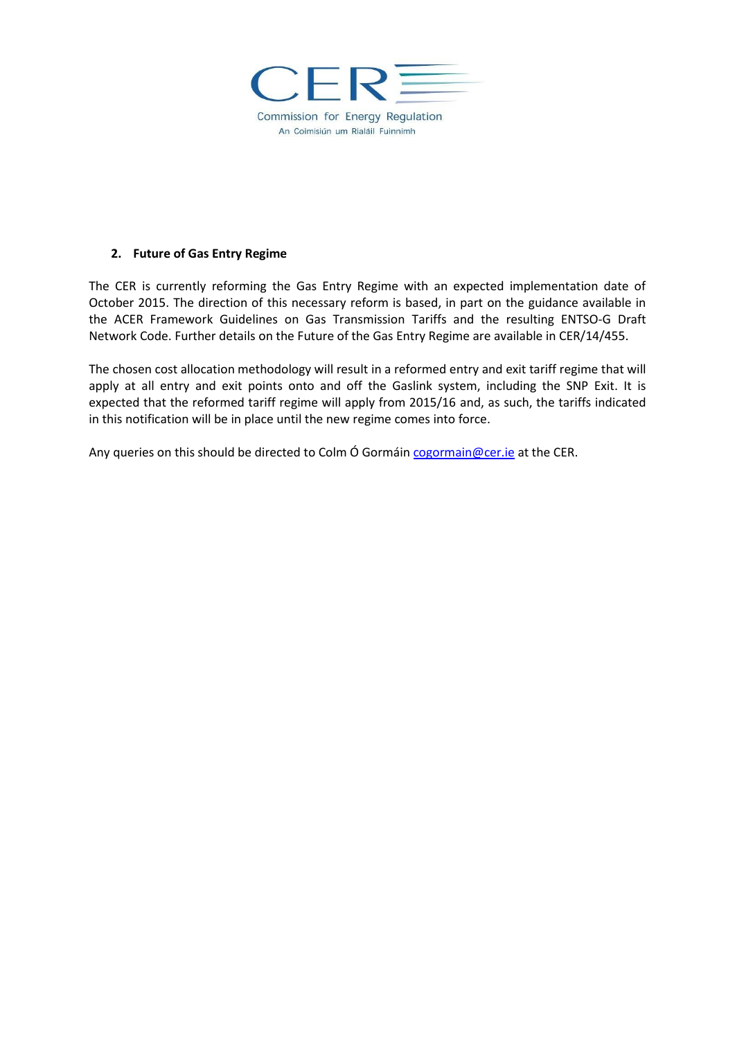## 2. Future of Gas Entry Regime

The CER is currently reforming the Gas Entry Regime with an expected implementation date of October 2015. The direction of this necessary reform is based, in part on the guidance available in the ACER Framework Guidelines on Gas Transmission Tariffs and the resulting ENTSO-G Draft Network Code. Further details on the Future of the Gas Entry Regime are available in CER/14/455.

The chosen cost allocation methodology will result in a reformed entry and exit tariff regime that will apply at all entry and exit points onto and off the Gaslink system, including the SNP Exit. It is expected that the reformed tariff regime will apply from 2015/16 and, as such, the tariffs indicated in this notification will be in place until the new regime comes into force.

Any queries on this should be directed to Colm Ó Gormáin cogormain@cer.ie at the CER.